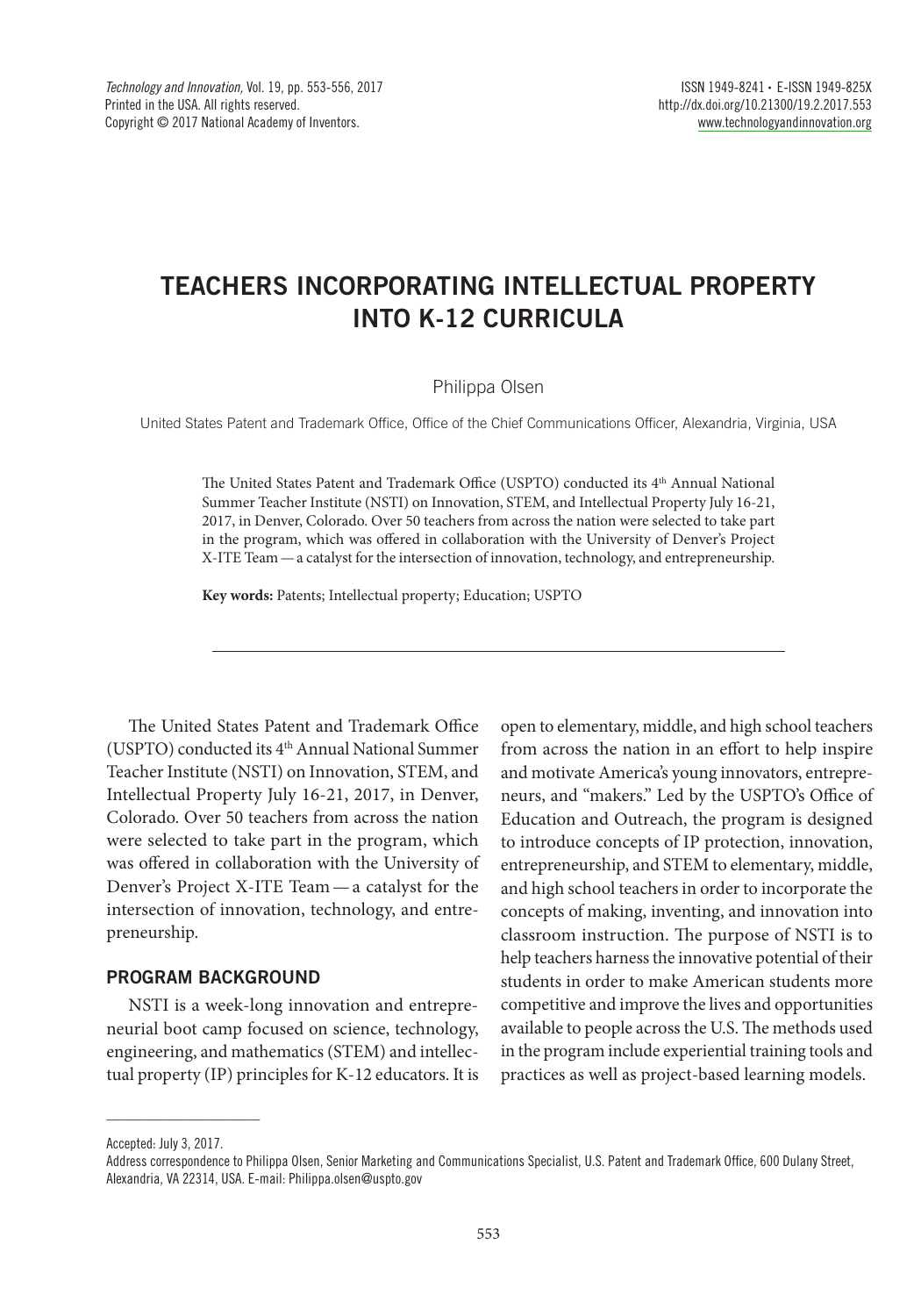# TEACHERS INCORPORATING INTELLECTUAL PROPERTY INTO K-12 CURRICULA

Philippa Olsen

United States Patent and Trademark Office, Office of the Chief Communications Officer, Alexandria, Virginia, USA

The United States Patent and Trademark Office (USPTO) conducted its 4th Annual National Summer Teacher Institute (NSTI) on Innovation, STEM, and Intellectual Property July 16-21, 2017, in Denver, Colorado. Over 50 teachers from across the nation were selected to take part in the program, which was offered in collaboration with the University of Denver's Project X-ITE Team — a catalyst for the intersection of innovation, technology, and entrepreneurship.

**Key words:** Patents; Intellectual property; Education; USPTO

---

The United States Patent and Trademark Office (USPTO) conducted its 4th Annual National Summer Teacher Institute (NSTI) on Innovation, STEM, and Intellectual Property July 16-21, 2017, in Denver, Colorado. Over 50 teachers from across the nation were selected to take part in the program, which was offered in collaboration with the University of Denver's Project X-ITE Team — a catalyst for the intersection of innovation, technology, and entrepreneurship.

## PROGRAM BACKGROUND

NSTI is a week-long innovation and entrepreneurial boot camp focused on science, technology, engineering, and mathematics (STEM) and intellectual property (IP) principles for K-12 educators. It is open to elementary, middle, and high school teachers from across the nation in an effort to help inspire and motivate America's young innovators, entrepreneurs, and "makers." Led by the USPTO's Office of Education and Outreach, the program is designed to introduce concepts of IP protection, innovation, entrepreneurship, and STEM to elementary, middle, and high school teachers in order to incorporate the concepts of making, inventing, and innovation into classroom instruction. The purpose of NSTI is to help teachers harness the innovative potential of their students in order to make American students more competitive and improve the lives and opportunities available to people across the U.S. The methods used in the program include experiential training tools and practices as well as project-based learning models.

---

Accepted: July 3, 2017.

Address correspondence to Philippa Olsen, Senior Marketing and Communications Specialist, U.S. Patent and Trademark Office, 600 Dulany Street, Alexandria, VA 22314, USA. E-mail: Philippa.olsen@uspto.gov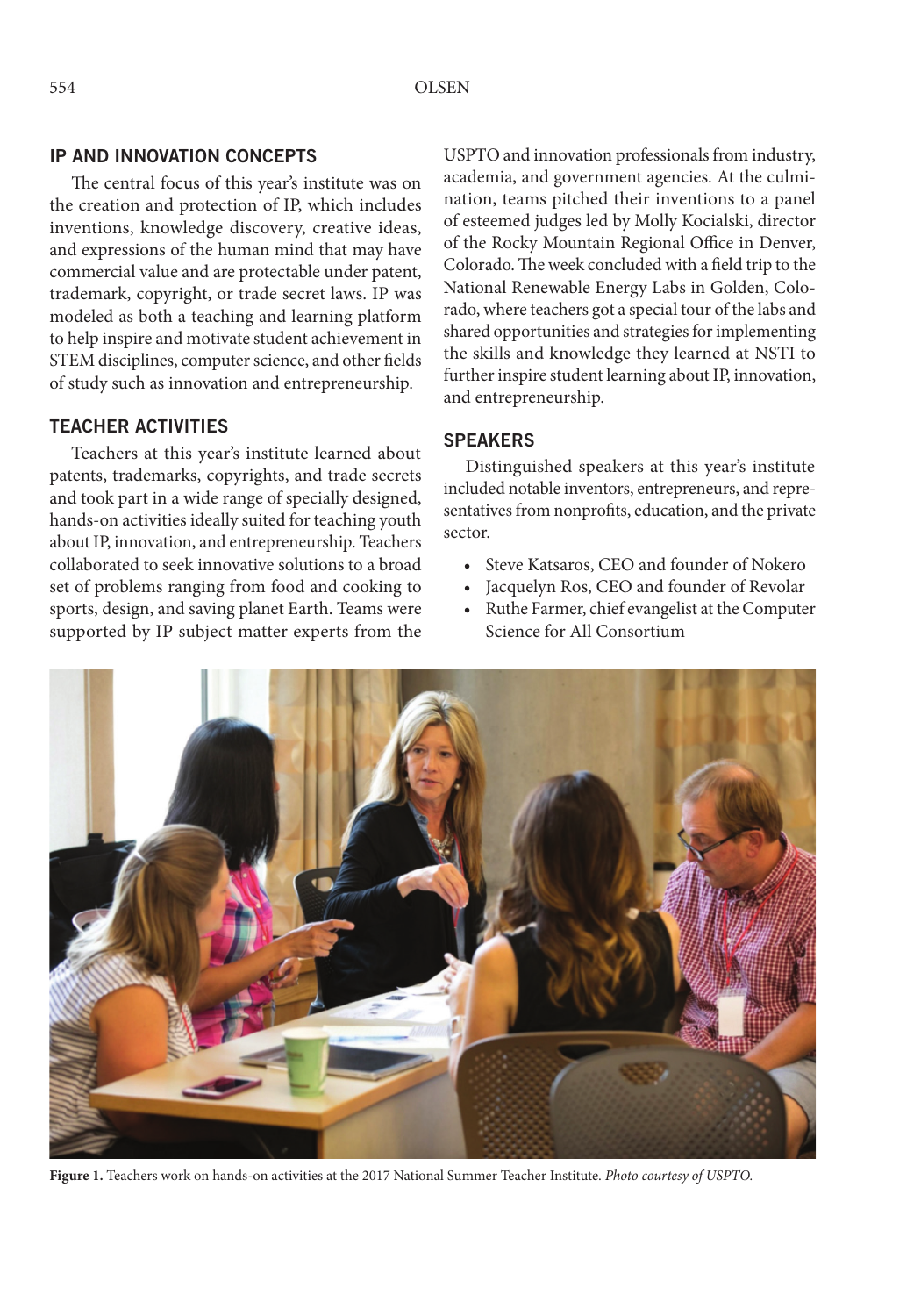## IP AND INNOVATION CONCEPTS

The central focus of this year's institute was on the creation and protection of IP, which includes inventions, knowledge discovery, creative ideas, and expressions of the human mind that may have commercial value and are protectable under patent, trademark, copyright, or trade secret laws. IP was modeled as both a teaching and learning platform to help inspire and motivate student achievement in STEM disciplines, computer science, and other fields of study such as innovation and entrepreneurship.

## TEACHER ACTIVITIES

Teachers at this year's institute learned about patents, trademarks, copyrights, and trade secrets and took part in a wide range of specially designed, hands-on activities ideally suited for teaching youth about IP, innovation, and entrepreneurship. Teachers collaborated to seek innovative solutions to a broad set of problems ranging from food and cooking to sports, design, and saving planet Earth. Teams were supported by IP subject matter experts from the USPTO and innovation professionals from industry, academia, and government agencies. At the culmination, teams pitched their inventions to a panel of esteemed judges led by Molly Kocialski, director of the Rocky Mountain Regional Office in Denver, Colorado. The week concluded with a field trip to the National Renewable Energy Labs in Golden, Colorado, where teachers got a special tour of the labs and shared opportunities and strategies for implementing the skills and knowledge they learned at NSTI to further inspire student learning about IP, innovation, and entrepreneurship.

## SPEAKERS

Distinguished speakers at this year's institute included notable inventors, entrepreneurs, and representatives from nonprofits, education, and the private sector.

- Steve Katsaros, CEO and founder of Nokero
- Jacquelyn Ros, CEO and founder of Revolar
- Ruthe Farmer, chief evangelist at the Computer Science for All Consortium

**Figure 1.** Teachers work on hands-on activities at the 2017 National Summer Teacher Institute. *Photo courtesy of USPTO.*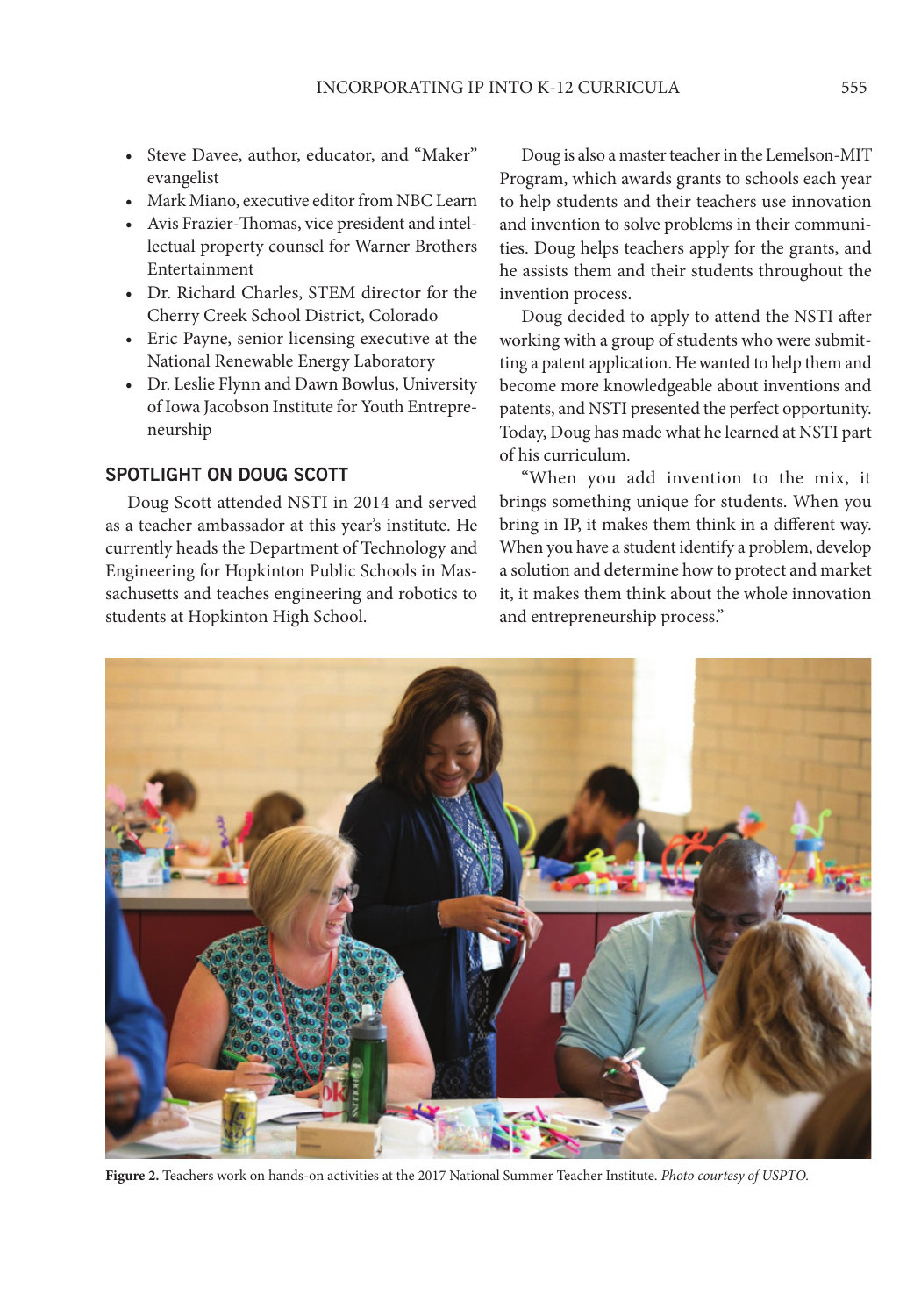- Steve Davee, author, educator, and "Maker" evangelist
- Mark Miano, executive editor from NBC Learn
- Avis Frazier-Thomas, vice president and intellectual property counsel for Warner Brothers Entertainment
- Dr. Richard Charles, STEM director for the Cherry Creek School District, Colorado
- Eric Payne, senior licensing executive at the National Renewable Energy Laboratory
- Dr. Leslie Flynn and Dawn Bowlus, University of Iowa Jacobson Institute for Youth Entrepreneurship

## SPOTLIGHT ON DOUG SCOTT

Doug Scott attended NSTI in 2014 and served as a teacher ambassador at this year's institute. He currently heads the Department of Technology and Engineering for Hopkinton Public Schools in Massachusetts and teaches engineering and robotics to students at Hopkinton High School.

Doug is also a master teacher in the Lemelson-MIT Program, which awards grants to schools each year to help students and their teachers use innovation and invention to solve problems in their communities. Doug helps teachers apply for the grants, and he assists them and their students throughout the invention process.

Doug decided to apply to attend the NSTI after working with a group of students who were submitting a patent application. He wanted to help them and become more knowledgeable about inventions and patents, and NSTI presented the perfect opportunity. Today, Doug has made what he learned at NSTI part of his curriculum.

"When you add invention to the mix, it brings something unique for students. When you bring in IP, it makes them think in a different way. When you have a student identify a problem, develop a solution and determine how to protect and market it, it makes them think about the whole innovation and entrepreneurship process."

**Figure 2.** Teachers work on hands-on activities at the 2017 National Summer Teacher Institute. *Photo courtesy of USPTO.*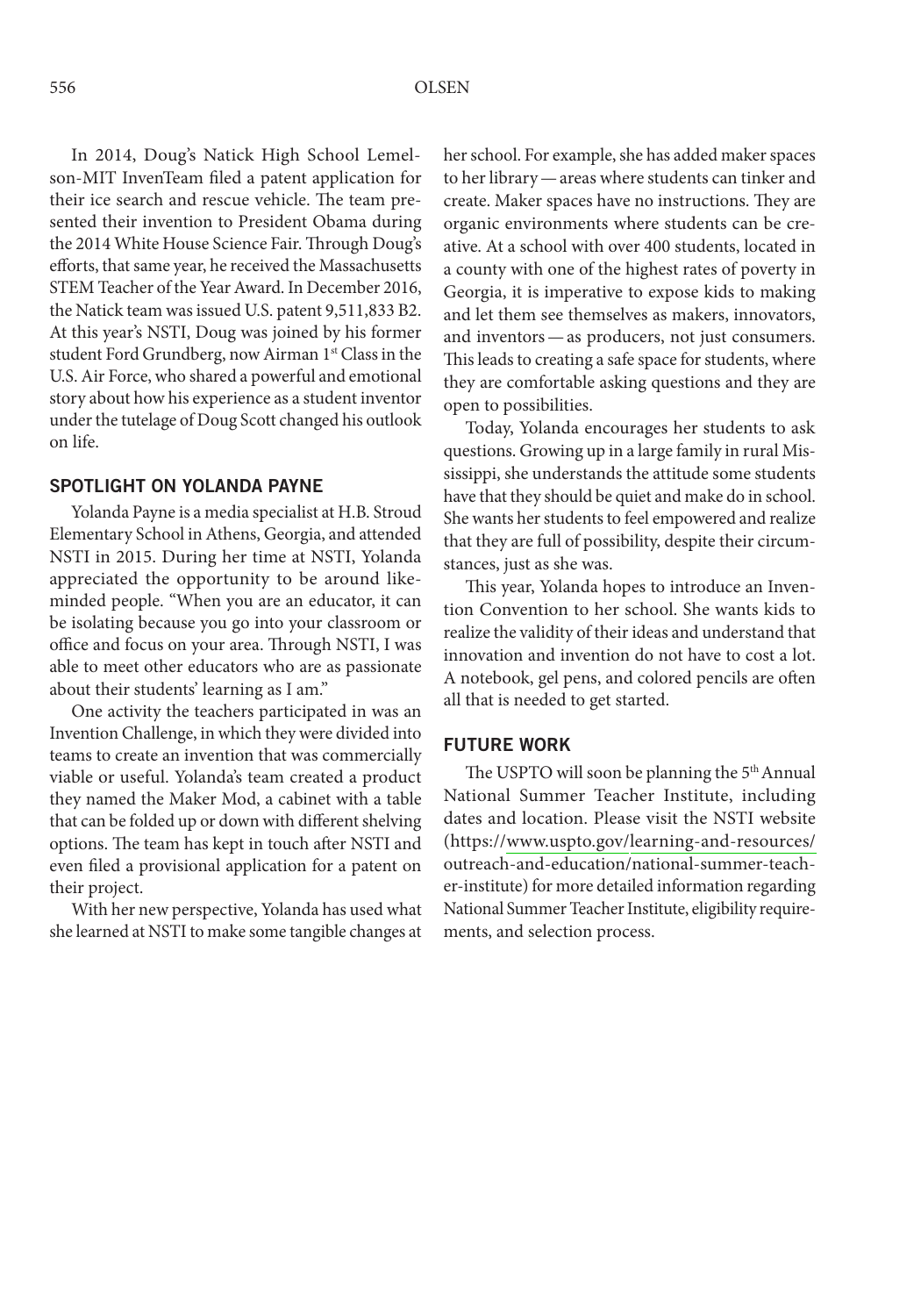In 2014, Doug's Natick High School Lemelson-MIT InvenTeam filed a patent application for their ice search and rescue vehicle. The team presented their invention to President Obama during the 2014 White House Science Fair. Through Doug's efforts, that same year, he received the Massachusetts STEM Teacher of the Year Award. In December 2016, the Natick team was issued U.S. patent 9,511,833 B2. At this year's NSTI, Doug was joined by his former student Ford Grundberg, now Airman 1st Class in the U.S. Air Force, who shared a powerful and emotional story about how his experience as a student inventor under the tutelage of Doug Scott changed his outlook on life.

## SPOTLIGHT ON YOLANDA PAYNE

Yolanda Payne is a media specialist at H.B. Stroud Elementary School in Athens, Georgia, and attended NSTI in 2015. During her time at NSTI, Yolanda appreciated the opportunity to be around like-minded people. "When you are an educator, it can be isolating because you go into your classroom or office and focus on your area. Through NSTI, I was able to meet other educators who are as passionate about their students' learning as I am."

One activity the teachers participated in was an Invention Challenge, in which they were divided into teams to create an invention that was commercially viable or useful. Yolanda's team created a product they named the Maker Mod, a cabinet with a table that can be folded up or down with different shelving options. The team has kept in touch after NSTI and even filed a provisional application for a patent on their project.

With her new perspective, Yolanda has used what she learned at NSTI to make some tangible changes at her school. For example, she has added maker spaces to her library — areas where students can tinker and create. Maker spaces have no instructions. They are organic environments where students can be creative. At a school with over 400 students, located in a county with one of the highest rates of poverty in Georgia, it is imperative to expose kids to making and let them see themselves as makers, innovators, and inventors — as producers, not just consumers. This leads to creating a safe space for students, where they are comfortable asking questions and they are open to possibilities.

Today, Yolanda encourages her students to ask questions. Growing up in a large family in rural Mississippi, she understands the attitude some students have that they should be quiet and make do in school. She wants her students to feel empowered and realize that they are full of possibility, despite their circumstances, just as she was.

This year, Yolanda hopes to introduce an Invention Convention to her school. She wants kids to realize the validity of their ideas and understand that innovation and invention do not have to cost a lot. A notebook, gel pens, and colored pencils are often all that is needed to get started.

## FUTURE WORK

The USPTO will soon be planning the 5th Annual National Summer Teacher Institute, including dates and location. Please visit the NSTI website (https://www.uspto.gov/learning-and-resources/outreach-and-education/national-summer-teacher-institute) for more detailed information regarding National Summer Teacher Institute, eligibility requirements, and selection process.